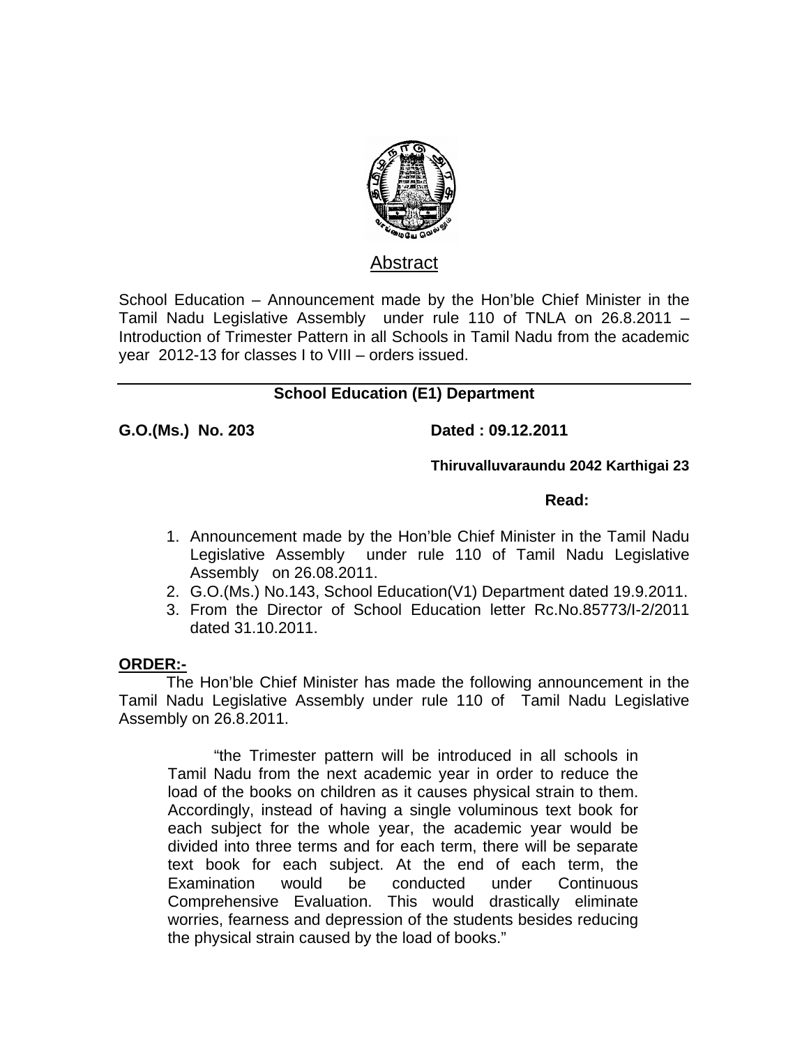## Abstract

School Education – Announcement made by the Hon'ble Chief Minister in the Tamil Nadu Legislative Assembly under rule 110 of TNLA on 26.8.2011 – Introduction of Trimester Pattern in all Schools in Tamil Nadu from the academic year 2012-13 for classes I to VIII – orders issued.

---

**School Education (E1) Department**

**G.O.(Ms.) No. 203** **Dated : 09.12.2011**

**Thiruvalluvaraundu 2042 Karthigai 23**

**Read:**

1. Announcement made by the Hon'ble Chief Minister in the Tamil Nadu Legislative Assembly under rule 110 of Tamil Nadu Legislative Assembly on 26.08.2011.
2. G.O.(Ms.) No.143, School Education(V1) Department dated 19.9.2011.
3. From the Director of School Education letter Rc.No.85773/I-2/2011 dated 31.10.2011.

**ORDER:-**

The Hon'ble Chief Minister has made the following announcement in the Tamil Nadu Legislative Assembly under rule 110 of Tamil Nadu Legislative Assembly on 26.8.2011.

> "the Trimester pattern will be introduced in all schools in Tamil Nadu from the next academic year in order to reduce the load of the books on children as it causes physical strain to them. Accordingly, instead of having a single voluminous text book for each subject for the whole year, the academic year would be divided into three terms and for each term, there will be separate text book for each subject. At the end of each term, the Examination would be conducted under Continuous Comprehensive Evaluation. This would drastically eliminate worries, fearness and depression of the students besides reducing the physical strain caused by the load of books."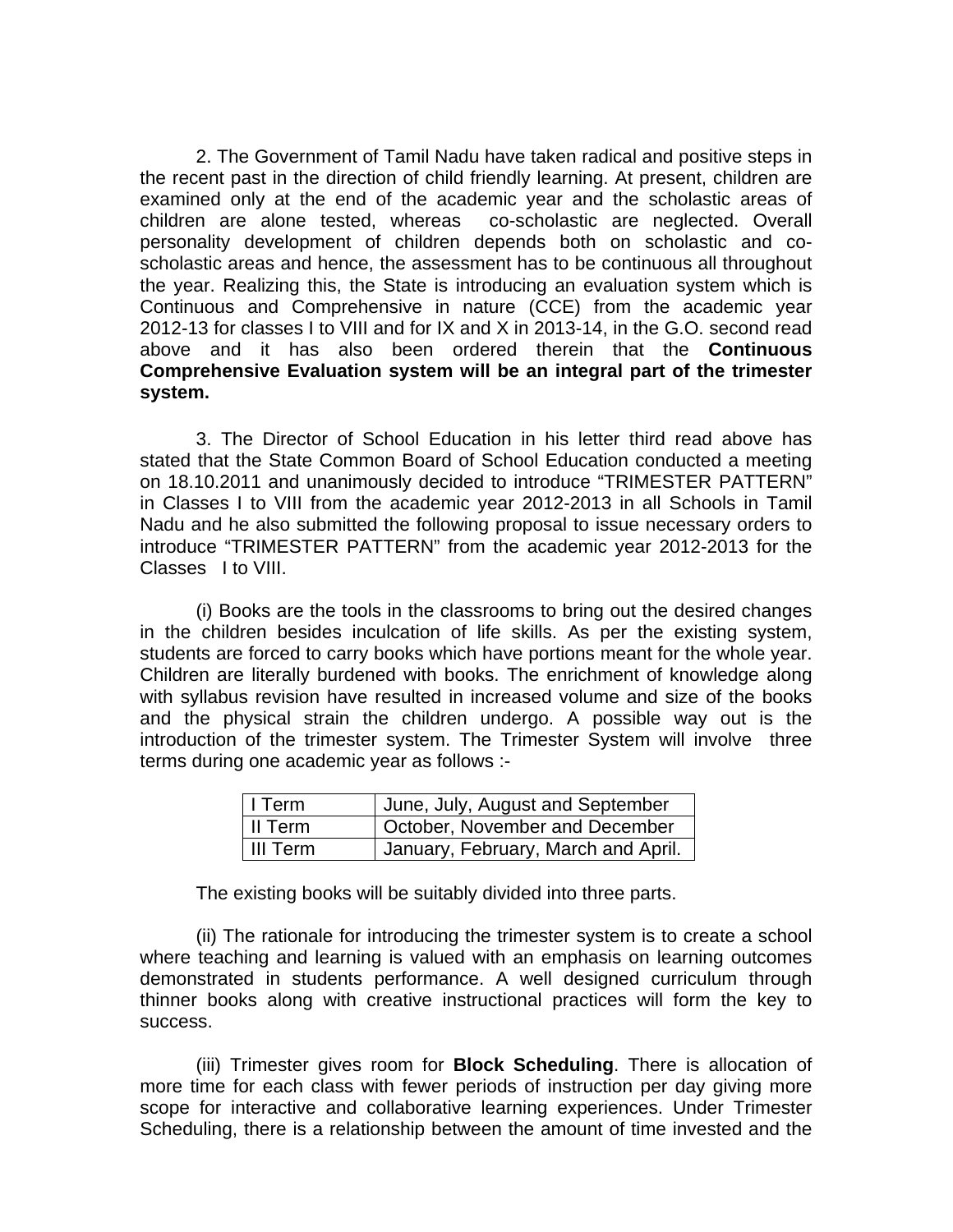2. The Government of Tamil Nadu have taken radical and positive steps in the recent past in the direction of child friendly learning. At present, children are examined only at the end of the academic year and the scholastic areas of children are alone tested, whereas co-scholastic are neglected. Overall personality development of children depends both on scholastic and co-scholastic areas and hence, the assessment has to be continuous all throughout the year. Realizing this, the State is introducing an evaluation system which is Continuous and Comprehensive in nature (CCE) from the academic year 2012-13 for classes I to VIII and for IX and X in 2013-14, in the G.O. second read above and it has also been ordered therein that the **Continuous Comprehensive Evaluation system will be an integral part of the trimester system.**

3. The Director of School Education in his letter third read above has stated that the State Common Board of School Education conducted a meeting on 18.10.2011 and unanimously decided to introduce "TRIMESTER PATTERN" in Classes I to VIII from the academic year 2012-2013 in all Schools in Tamil Nadu and he also submitted the following proposal to issue necessary orders to introduce "TRIMESTER PATTERN" from the academic year 2012-2013 for the Classes I to VIII.

(i) Books are the tools in the classrooms to bring out the desired changes in the children besides inculcation of life skills. As per the existing system, students are forced to carry books which have portions meant for the whole year. Children are literally burdened with books. The enrichment of knowledge along with syllabus revision have resulted in increased volume and size of the books and the physical strain the children undergo. A possible way out is the introduction of the trimester system. The Trimester System will involve three terms during one academic year as follows :-

| I Term | June, July, August and September |
|---|---|
| II Term | October, November and December |
| III Term | January, February, March and April. |

The existing books will be suitably divided into three parts.

(ii) The rationale for introducing the trimester system is to create a school where teaching and learning is valued with an emphasis on learning outcomes demonstrated in students performance. A well designed curriculum through thinner books along with creative instructional practices will form the key to success.

(iii) Trimester gives room for **Block Scheduling**. There is allocation of more time for each class with fewer periods of instruction per day giving more scope for interactive and collaborative learning experiences. Under Trimester Scheduling, there is a relationship between the amount of time invested and the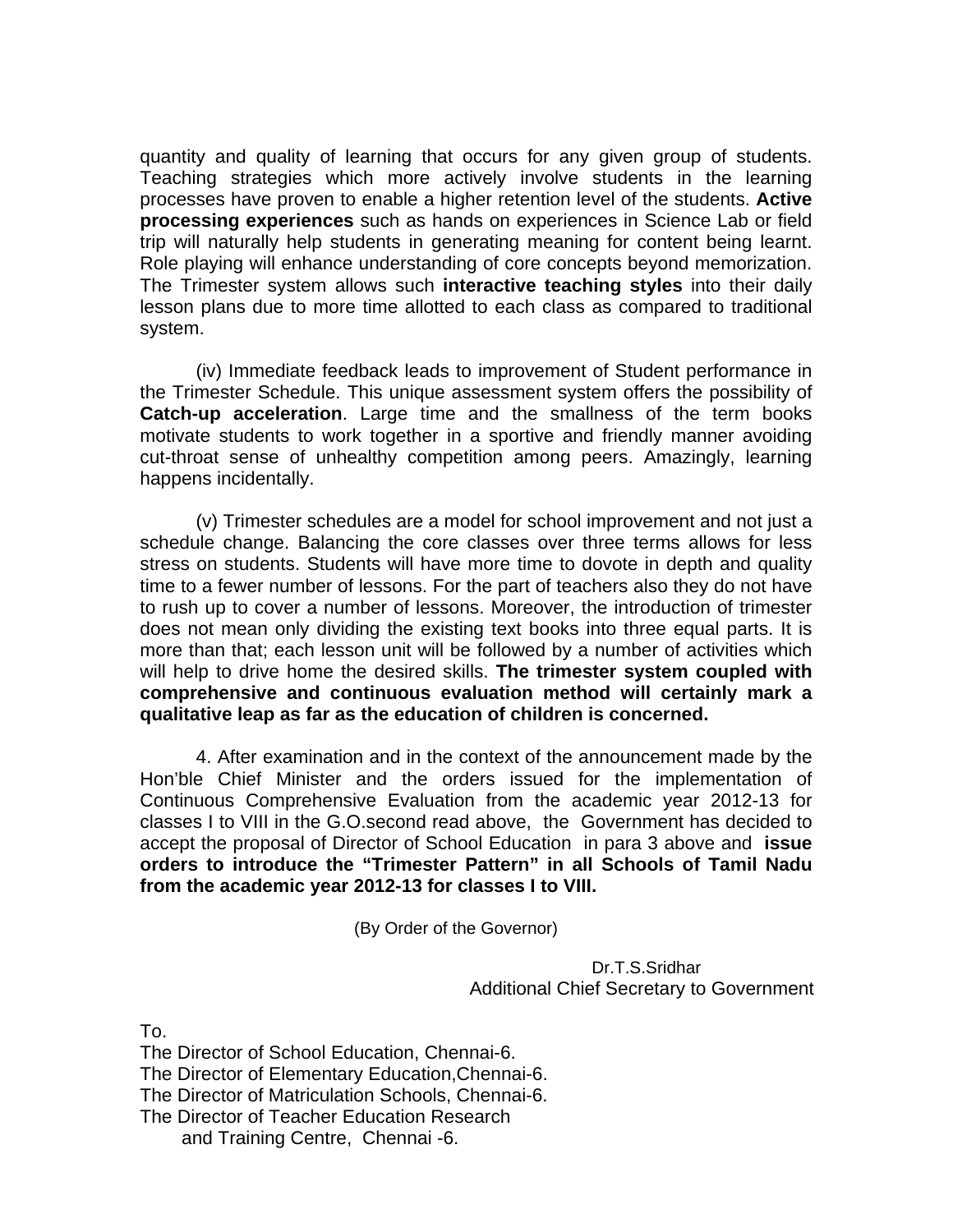quantity and quality of learning that occurs for any given group of students. Teaching strategies which more actively involve students in the learning processes have proven to enable a higher retention level of the students. **Active processing experiences** such as hands on experiences in Science Lab or field trip will naturally help students in generating meaning for content being learnt. Role playing will enhance understanding of core concepts beyond memorization. The Trimester system allows such **interactive teaching styles** into their daily lesson plans due to more time allotted to each class as compared to traditional system.

(iv) Immediate feedback leads to improvement of Student performance in the Trimester Schedule. This unique assessment system offers the possibility of **Catch-up acceleration**. Large time and the smallness of the term books motivate students to work together in a sportive and friendly manner avoiding cut-throat sense of unhealthy competition among peers. Amazingly, learning happens incidentally.

(v) Trimester schedules are a model for school improvement and not just a schedule change. Balancing the core classes over three terms allows for less stress on students. Students will have more time to dovote in depth and quality time to a fewer number of lessons. For the part of teachers also they do not have to rush up to cover a number of lessons. Moreover, the introduction of trimester does not mean only dividing the existing text books into three equal parts. It is more than that; each lesson unit will be followed by a number of activities which will help to drive home the desired skills. **The trimester system coupled with comprehensive and continuous evaluation method will certainly mark a qualitative leap as far as the education of children is concerned.**

4. After examination and in the context of the announcement made by the Hon'ble Chief Minister and the orders issued for the implementation of Continuous Comprehensive Evaluation from the academic year 2012-13 for classes I to VIII in the G.O.second read above, the Government has decided to accept the proposal of Director of School Education in para 3 above and **issue orders to introduce the "Trimester Pattern" in all Schools of Tamil Nadu from the academic year 2012-13 for classes I to VIII.**

(By Order of the Governor)

Dr.T.S.Sridhar
Additional Chief Secretary to Government

To.
The Director of School Education, Chennai-6.
The Director of Elementary Education,Chennai-6.
The Director of Matriculation Schools, Chennai-6.
The Director of Teacher Education Research
and Training Centre, Chennai -6.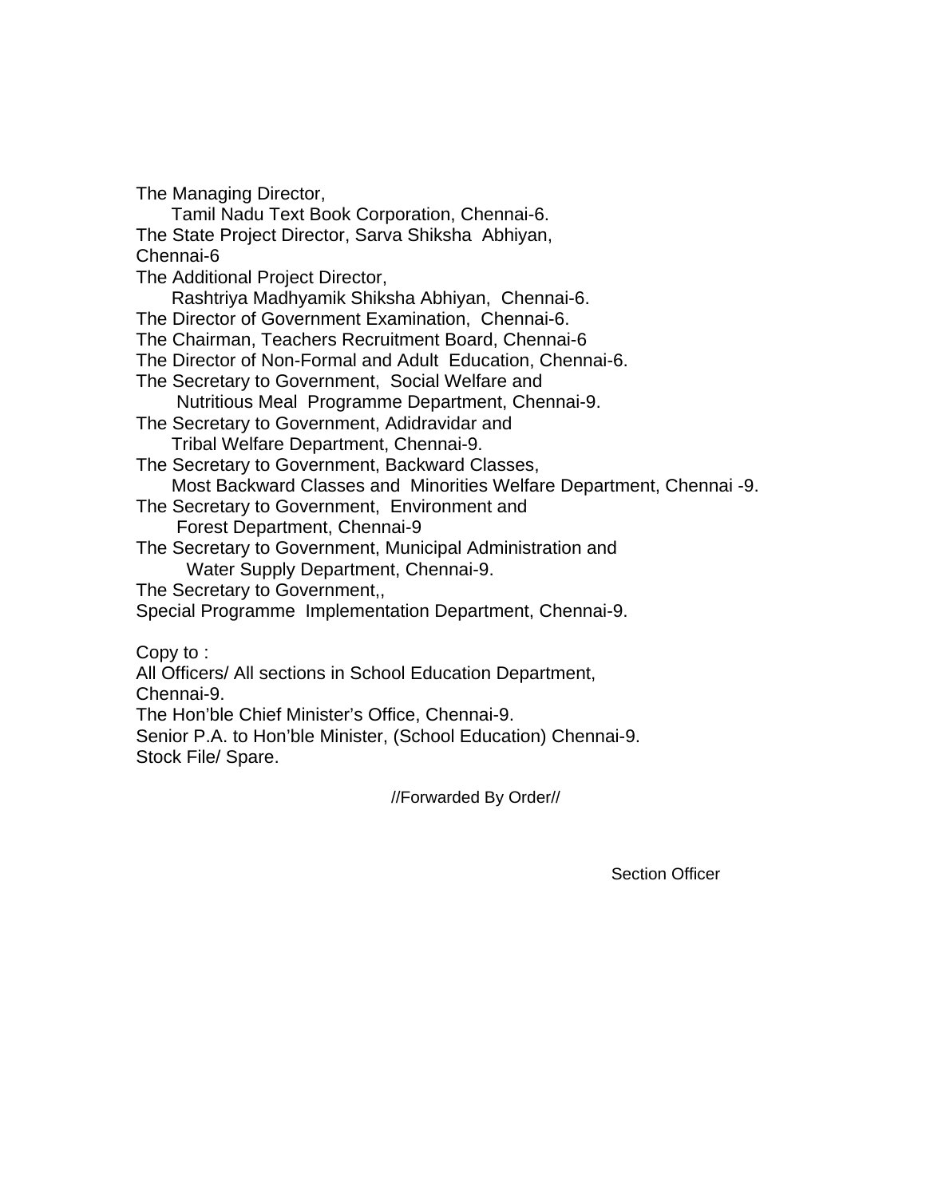The Managing Director,
Tamil Nadu Text Book Corporation, Chennai-6.
The State Project Director, Sarva Shiksha Abhiyan,
Chennai-6
The Additional Project Director,
Rashtriya Madhyamik Shiksha Abhiyan, Chennai-6.
The Director of Government Examination, Chennai-6.
The Chairman, Teachers Recruitment Board, Chennai-6
The Director of Non-Formal and Adult Education, Chennai-6.
The Secretary to Government, Social Welfare and
Nutritious Meal Programme Department, Chennai-9.
The Secretary to Government, Adidravidar and
Tribal Welfare Department, Chennai-9.
The Secretary to Government, Backward Classes,
Most Backward Classes and Minorities Welfare Department, Chennai -9.
The Secretary to Government, Environment and
Forest Department, Chennai-9
The Secretary to Government, Municipal Administration and
Water Supply Department, Chennai-9.
The Secretary to Government,,
Special Programme Implementation Department, Chennai-9.

Copy to :
All Officers/ All sections in School Education Department,
Chennai-9.
The Hon'ble Chief Minister's Office, Chennai-9.
Senior P.A. to Hon'ble Minister, (School Education) Chennai-9.
Stock File/ Spare.

//Forwarded By Order//

Section Officer